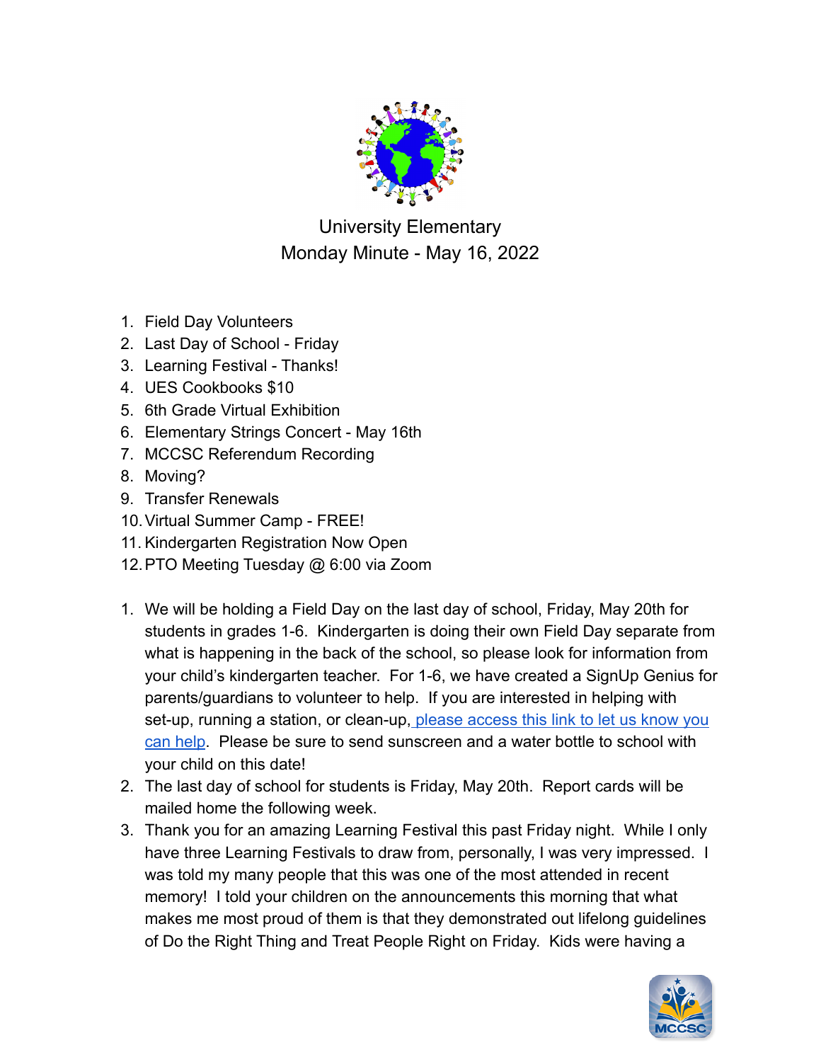University Elementary

Monday Minute - May 16, 2022

1. Field Day Volunteers
2. Last Day of School - Friday
3. Learning Festival - Thanks!
4. UES Cookbooks $10
5. 6th Grade Virtual Exhibition
6. Elementary Strings Concert - May 16th
7. MCCSC Referendum Recording
8. Moving?
9. Transfer Renewals
10. Virtual Summer Camp - FREE!
11. Kindergarten Registration Now Open
12. PTO Meeting Tuesday @ 6:00 via Zoom

1. We will be holding a Field Day on the last day of school, Friday, May 20th for students in grades 1-6. Kindergarten is doing their own Field Day separate from what is happening in the back of the school, so please look for information from your child's kindergarten teacher. For 1-6, we have created a SignUp Genius for parents/guardians to volunteer to help. If you are interested in helping with set-up, running a station, or clean-up, please access this link to let us know you can help. Please be sure to send sunscreen and a water bottle to school with your child on this date!
2. The last day of school for students is Friday, May 20th. Report cards will be mailed home the following week.
3. Thank you for an amazing Learning Festival this past Friday night. While I only have three Learning Festivals to draw from, personally, I was very impressed. I was told my many people that this was one of the most attended in recent memory! I told your children on the announcements this morning that what makes me most proud of them is that they demonstrated out lifelong guidelines of Do the Right Thing and Treat People Right on Friday. Kids were having a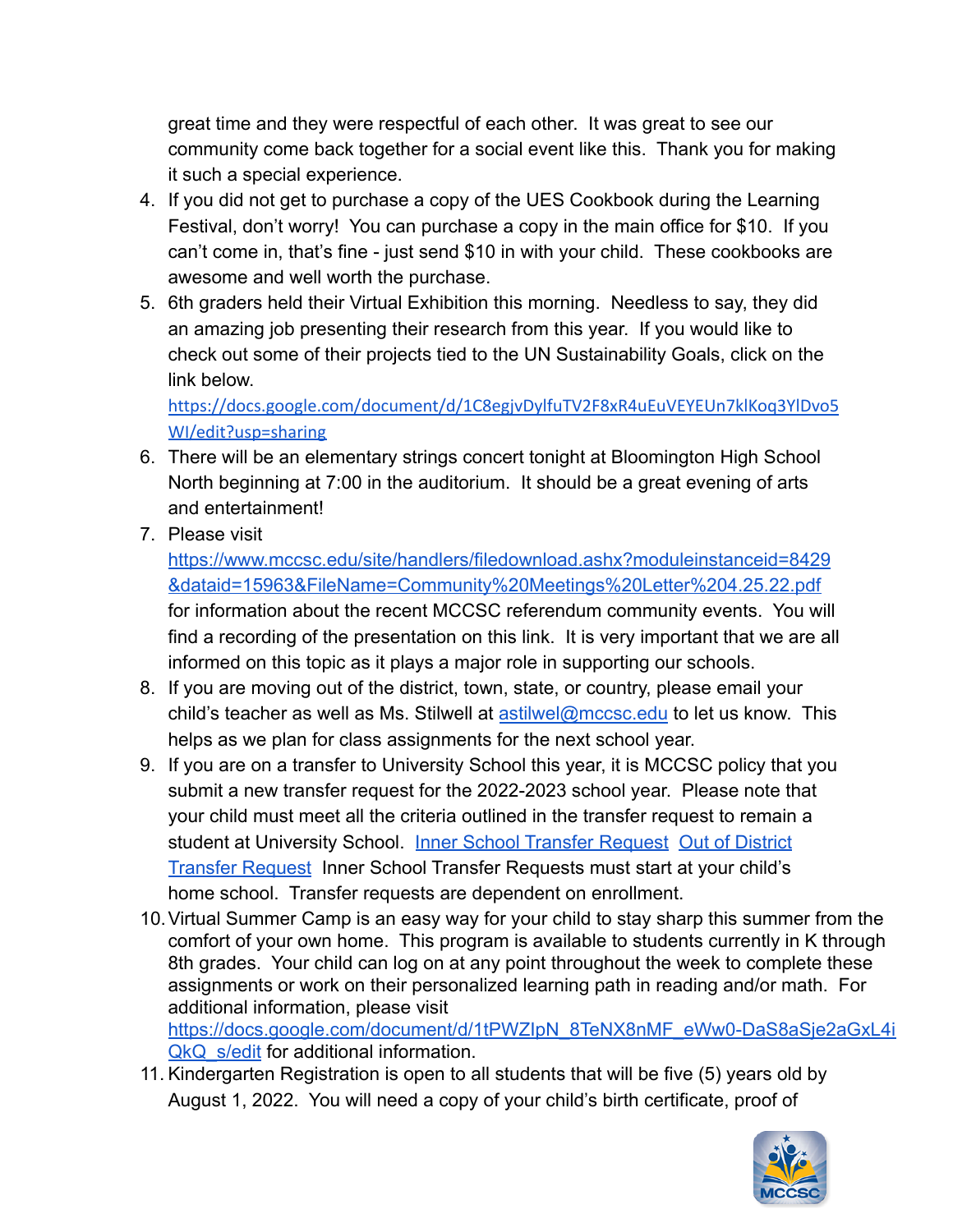great time and they were respectful of each other. It was great to see our community come back together for a social event like this. Thank you for making it such a special experience.

4. If you did not get to purchase a copy of the UES Cookbook during the Learning Festival, don't worry! You can purchase a copy in the main office for $10. If you can't come in, that's fine - just send $10 in with your child. These cookbooks are awesome and well worth the purchase.
5. 6th graders held their Virtual Exhibition this morning. Needless to say, they did an amazing job presenting their research from this year. If you would like to check out some of their projects tied to the UN Sustainability Goals, click on the link below. https://docs.google.com/document/d/1C8egjvDylfuTV2F8xR4uEuVEYEUn7klKoq3YlDvo5WI/edit?usp=sharing
6. There will be an elementary strings concert tonight at Bloomington High School North beginning at 7:00 in the auditorium. It should be a great evening of arts and entertainment!
7. Please visit https://www.mccsc.edu/site/handlers/filedownload.ashx?moduleinstanceid=8429&dataid=15963&FileName=Community%20Meetings%20Letter%204.25.22.pdf for information about the recent MCCSC referendum community events. You will find a recording of the presentation on this link. It is very important that we are all informed on this topic as it plays a major role in supporting our schools.
8. If you are moving out of the district, town, state, or country, please email your child's teacher as well as Ms. Stilwell at astilwel@mccsc.edu to let us know. This helps as we plan for class assignments for the next school year.
9. If you are on a transfer to University School this year, it is MCCSC policy that you submit a new transfer request for the 2022-2023 school year. Please note that your child must meet all the criteria outlined in the transfer request to remain a student at University School. Inner School Transfer Request Out of District Transfer Request Inner School Transfer Requests must start at your child's home school. Transfer requests are dependent on enrollment.
10. Virtual Summer Camp is an easy way for your child to stay sharp this summer from the comfort of your own home. This program is available to students currently in K through 8th grades. Your child can log on at any point throughout the week to complete these assignments or work on their personalized learning path in reading and/or math. For additional information, please visit https://docs.google.com/document/d/1tPWZIpN_8TeNX8nMF_eWw0-DaS8aSje2aGxL4iQkQ_s/edit for additional information.
11. Kindergarten Registration is open to all students that will be five (5) years old by August 1, 2022. You will need a copy of your child's birth certificate, proof of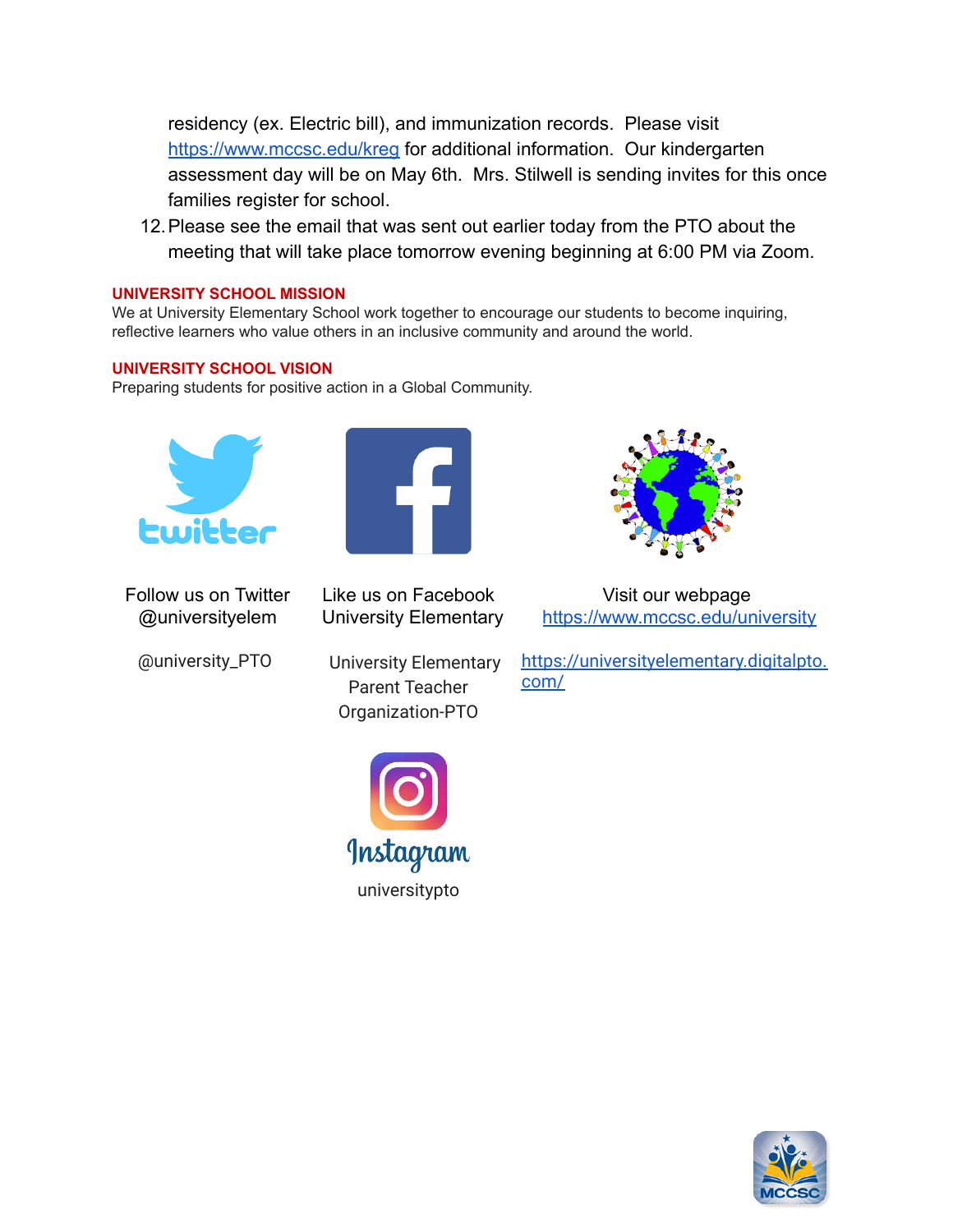residency (ex. Electric bill), and immunization records. Please visit https://www.mccsc.edu/kreg for additional information. Our kindergarten assessment day will be on May 6th. Mrs. Stilwell is sending invites for this once families register for school.

12. Please see the email that was sent out earlier today from the PTO about the meeting that will take place tomorrow evening beginning at 6:00 PM via Zoom.

**UNIVERSITY SCHOOL MISSION**

We at University Elementary School work together to encourage our students to become inquiring, reflective learners who value others in an inclusive community and around the world.

**UNIVERSITY SCHOOL VISION**

Preparing students for positive action in a Global Community.

Follow us on Twitter
@universityelem

@university_PTO

Like us on Facebook
University Elementary

University Elementary Parent Teacher Organization-PTO

Visit our webpage
https://www.mccsc.edu/university

https://universityelementary.digitalpto.com/

Instagram
universitypto